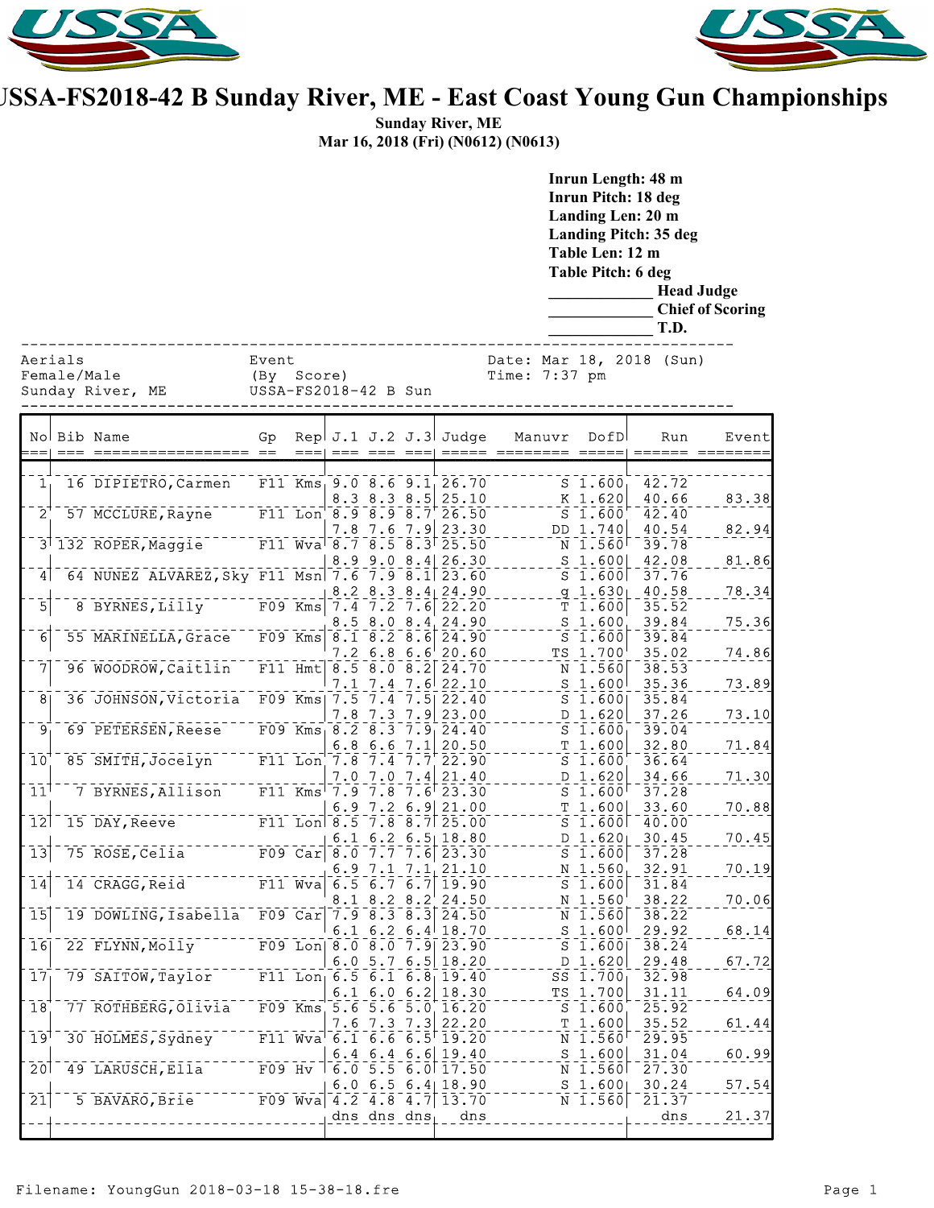# USSA-FS2018-42 B Sunday River, ME - East Coast Young Gun Championships

**Sunday River, ME**
**Mar 16, 2018 (Fri) (N0612) (N0613)**

**Inrun Length: 48 m**
**Inrun Pitch: 18 deg**
**Landing Len: 20 m**
**Landing Pitch: 35 deg**
**Table Len: 12 m**
**Table Pitch: 6 deg**
_____________ **Head Judge**
_____________ **Chief of Scoring**
_____________ **T.D.**

```
Aerials                        Event                         Date: Mar 18, 2018 (Sun)
Female/Male                    (By  Score)                   Time: 7:37 pm
Sunday River, ME               USSA-FS2018-42 B Sun
```

| No | Bib | Name | Gp | Rep | J.1 | J.2 | J.3 | Judge | Manuvr | DofD | Run | Event |
|---|---|---|---|---|---|---|---|---|---|---|---|---|
| 1 | 16 | DIPIETRO,Carmen | F11 | Kms | 9.0 | 8.6 | 9.1 | 26.70 | S | 1.600 | 42.72 | |
| | | | | | 8.3 | 8.3 | 8.5 | 25.10 | K | 1.620 | 40.66 | 83.38 |
| 2 | 57 | MCCLURE,Rayne | F11 | Lon | 8.9 | 8.9 | 8.7 | 26.50 | S | 1.600 | 42.40 | |
| | | | | | 7.8 | 7.6 | 7.9 | 23.30 | DD | 1.740 | 40.54 | 82.94 |
| 3 | 132 | ROPER,Maggie | F11 | Wva | 8.7 | 8.5 | 8.3 | 25.50 | N | 1.560 | 39.78 | |
| | | | | | 8.9 | 9.0 | 8.4 | 26.30 | S | 1.600 | 42.08 | 81.86 |
| 4 | 64 | NUNEZ ALVAREZ,Sky | F11 | Msn | 7.6 | 7.9 | 8.1 | 23.60 | S | 1.600 | 37.76 | |
| | | | | | 8.2 | 8.3 | 8.4 | 24.90 | q | 1.630 | 40.58 | 78.34 |
| 5 | 8 | BYRNES,Lilly | F09 | Kms | 7.4 | 7.2 | 7.6 | 22.20 | T | 1.600 | 35.52 | |
| | | | | | 8.5 | 8.0 | 8.4 | 24.90 | S | 1.600 | 39.84 | 75.36 |
| 6 | 55 | MARINELLA,Grace | F09 | Kms | 8.1 | 8.2 | 8.6 | 24.90 | S | 1.600 | 39.84 | |
| | | | | | 7.2 | 6.8 | 6.6 | 20.60 | TS | 1.700 | 35.02 | 74.86 |
| 7 | 96 | WOODROW,Caitlin | F11 | Hmt | 8.5 | 8.0 | 8.2 | 24.70 | N | 1.560 | 38.53 | |
| | | | | | 7.1 | 7.4 | 7.6 | 22.10 | S | 1.600 | 35.36 | 73.89 |
| 8 | 36 | JOHNSON,Victoria | F09 | Kms | 7.5 | 7.4 | 7.5 | 22.40 | S | 1.600 | 35.84 | |
| | | | | | 7.8 | 7.3 | 7.9 | 23.00 | D | 1.620 | 37.26 | 73.10 |
| 9 | 69 | PETERSEN,Reese | F09 | Kms | 8.2 | 8.3 | 7.9 | 24.40 | S | 1.600 | 39.04 | |
| | | | | | 6.8 | 6.6 | 7.1 | 20.50 | T | 1.600 | 32.80 | 71.84 |
| 10 | 85 | SMITH,Jocelyn | F11 | Lon | 7.8 | 7.4 | 7.7 | 22.90 | S | 1.600 | 36.64 | |
| | | | | | 7.0 | 7.0 | 7.4 | 21.40 | D | 1.620 | 34.66 | 71.30 |
| 11 | 7 | BYRNES,Allison | F11 | Kms | 7.9 | 7.8 | 7.6 | 23.30 | S | 1.600 | 37.28 | |
| | | | | | 6.9 | 7.2 | 6.9 | 21.00 | T | 1.600 | 33.60 | 70.88 |
| 12 | 15 | DAY,Reeve | F11 | Lon | 8.5 | 7.8 | 8.7 | 25.00 | S | 1.600 | 40.00 | |
| | | | | | 6.1 | 6.2 | 6.5 | 18.80 | D | 1.620 | 30.45 | 70.45 |
| 13 | 75 | ROSE,Celia | F09 | Car | 8.0 | 7.7 | 7.6 | 23.30 | S | 1.600 | 37.28 | |
| | | | | | 6.9 | 7.1 | 7.1 | 21.10 | N | 1.560 | 32.91 | 70.19 |
| 14 | 14 | CRAGG,Reid | F11 | Wva | 6.5 | 6.7 | 6.7 | 19.90 | S | 1.600 | 31.84 | |
| | | | | | 8.1 | 8.2 | 8.2 | 24.50 | N | 1.560 | 38.22 | 70.06 |
| 15 | 19 | DOWLING,Isabella | F09 | Car | 7.9 | 8.3 | 8.3 | 24.50 | N | 1.560 | 38.22 | |
| | | | | | 6.1 | 6.2 | 6.4 | 18.70 | S | 1.600 | 29.92 | 68.14 |
| 16 | 22 | FLYNN,Molly | F09 | Lon | 8.0 | 8.0 | 7.9 | 23.90 | S | 1.600 | 38.24 | |
| | | | | | 6.0 | 5.7 | 6.5 | 18.20 | D | 1.620 | 29.48 | 67.72 |
| 17 | 79 | SAITOW,Taylor | F11 | Lon | 6.5 | 6.1 | 6.8 | 19.40 | SS | 1.700 | 32.98 | |
| | | | | | 6.1 | 6.0 | 6.2 | 18.30 | TS | 1.700 | 31.11 | 64.09 |
| 18 | 77 | ROTHBERG,Olivia | F09 | Kms | 5.6 | 5.6 | 5.0 | 16.20 | S | 1.600 | 25.92 | |
| | | | | | 7.6 | 7.3 | 7.3 | 22.20 | T | 1.600 | 35.52 | 61.44 |
| 19 | 30 | HOLMES,Sydney | F11 | Wva | 6.1 | 6.6 | 6.5 | 19.20 | N | 1.560 | 29.95 | |
| | | | | | 6.4 | 6.4 | 6.6 | 19.40 | S | 1.600 | 31.04 | 60.99 |
| 20 | 49 | LARUSCH,Ella | F09 | Hv | 6.0 | 5.5 | 6.0 | 17.50 | N | 1.560 | 27.30 | |
| | | | | | 6.0 | 6.5 | 6.4 | 18.90 | S | 1.600 | 30.24 | 57.54 |
| 21 | 5 | BAVARO,Brie | F09 | Wva | 4.2 | 4.8 | 4.7 | 13.70 | N | 1.560 | 21.37 | |
| | | | | | dns | dns | dns | dns | | | dns | 21.37 |

Filename: YoungGun 2018-03-18 15-38-18.fre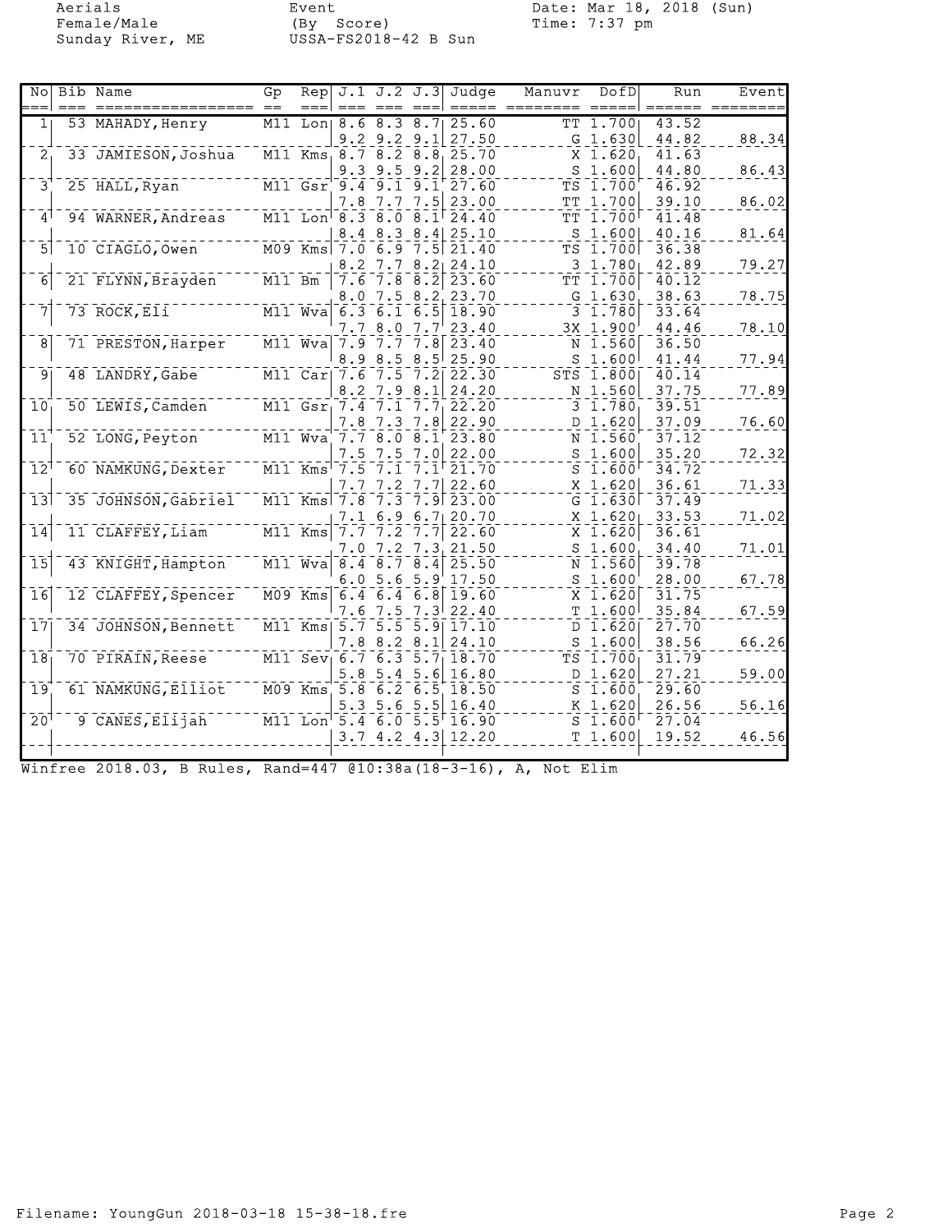Aerials
Female/Male
Sunday River, ME

Event
(By Score)
USSA-FS2018-42 B Sun

Date: Mar 18, 2018 (Sun)
Time: 7:37 pm

| No | Bib | Name | Gp | Rep | J.1 | J.2 | J.3 | Judge | Manuvr | DofD | Run | Event |
|---|---|---|---|---|---|---|---|---|---|---|---|---|
| 1 | 53 | MAHADY,Henry | M11 | Lon | 8.6 | 8.3 | 8.7 | 25.60 | TT | 1.700 | 43.52 | |
| | | | | | 9.2 | 9.2 | 9.1 | 27.50 | G | 1.630 | 44.82 | 88.34 |
| 2 | 33 | JAMIESON,Joshua | M11 | Kms | 8.7 | 8.2 | 8.8 | 25.70 | X | 1.620 | 41.63 | |
| | | | | | 9.3 | 9.5 | 9.2 | 28.00 | S | 1.600 | 44.80 | 86.43 |
| 3 | 25 | HALL,Ryan | M11 | Gsr | 9.4 | 9.1 | 9.1 | 27.60 | TS | 1.700 | 46.92 | |
| | | | | | 7.8 | 7.7 | 7.5 | 23.00 | TT | 1.700 | 39.10 | 86.02 |
| 4 | 94 | WARNER,Andreas | M11 | Lon | 8.3 | 8.0 | 8.1 | 24.40 | TT | 1.700 | 41.48 | |
| | | | | | 8.4 | 8.3 | 8.4 | 25.10 | S | 1.600 | 40.16 | 81.64 |
| 5 | 10 | CIAGLO,Owen | M09 | Kms | 7.0 | 6.9 | 7.5 | 21.40 | TS | 1.700 | 36.38 | |
| | | | | | 8.2 | 7.7 | 8.2 | 24.10 | 3 | 1.780 | 42.89 | 79.27 |
| 6 | 21 | FLYNN,Brayden | M11 | Bm | 7.6 | 7.8 | 8.2 | 23.60 | TT | 1.700 | 40.12 | |
| | | | | | 8.0 | 7.5 | 8.2 | 23.70 | G | 1.630 | 38.63 | 78.75 |
| 7 | 73 | ROCK,Eli | M11 | Wva | 6.3 | 6.1 | 6.5 | 18.90 | 3 | 1.780 | 33.64 | |
| | | | | | 7.7 | 8.0 | 7.7 | 23.40 | 3X | 1.900 | 44.46 | 78.10 |
| 8 | 71 | PRESTON,Harper | M11 | Wva | 7.9 | 7.7 | 7.8 | 23.40 | N | 1.560 | 36.50 | |
| | | | | | 8.9 | 8.5 | 8.5 | 25.90 | S | 1.600 | 41.44 | 77.94 |
| 9 | 48 | LANDRY,Gabe | M11 | Car | 7.6 | 7.5 | 7.2 | 22.30 | STS | 1.800 | 40.14 | |
| | | | | | 8.2 | 7.9 | 8.1 | 24.20 | N | 1.560 | 37.75 | 77.89 |
| 10 | 50 | LEWIS,Camden | M11 | Gsr | 7.4 | 7.1 | 7.7 | 22.20 | 3 | 1.780 | 39.51 | |
| | | | | | 7.8 | 7.3 | 7.8 | 22.90 | D | 1.620 | 37.09 | 76.60 |
| 11 | 52 | LONG,Peyton | M11 | Wva | 7.7 | 8.0 | 8.1 | 23.80 | N | 1.560 | 37.12 | |
| | | | | | 7.5 | 7.5 | 7.0 | 22.00 | S | 1.600 | 35.20 | 72.32 |
| 12 | 60 | NAMKUNG,Dexter | M11 | Kms | 7.5 | 7.1 | 7.1 | 21.70 | S | 1.600 | 34.72 | |
| | | | | | 7.7 | 7.2 | 7.7 | 22.60 | X | 1.620 | 36.61 | 71.33 |
| 13 | 35 | JOHNSON,Gabriel | M11 | Kms | 7.8 | 7.3 | 7.9 | 23.00 | G | 1.630 | 37.49 | |
| | | | | | 7.1 | 6.9 | 6.7 | 20.70 | X | 1.620 | 33.53 | 71.02 |
| 14 | 11 | CLAFFEY,Liam | M11 | Kms | 7.7 | 7.2 | 7.7 | 22.60 | X | 1.620 | 36.61 | |
| | | | | | 7.0 | 7.2 | 7.3 | 21.50 | S | 1.600 | 34.40 | 71.01 |
| 15 | 43 | KNIGHT,Hampton | M11 | Wva | 8.4 | 8.7 | 8.4 | 25.50 | N | 1.560 | 39.78 | |
| | | | | | 6.0 | 5.6 | 5.9 | 17.50 | S | 1.600 | 28.00 | 67.78 |
| 16 | 12 | CLAFFEY,Spencer | M09 | Kms | 6.4 | 6.4 | 6.8 | 19.60 | X | 1.620 | 31.75 | |
| | | | | | 7.6 | 7.5 | 7.3 | 22.40 | T | 1.600 | 35.84 | 67.59 |
| 17 | 34 | JOHNSON,Bennett | M11 | Kms | 5.7 | 5.5 | 5.9 | 17.10 | D | 1.620 | 27.70 | |
| | | | | | 7.8 | 8.2 | 8.1 | 24.10 | S | 1.600 | 38.56 | 66.26 |
| 18 | 70 | PIRAIN,Reese | M11 | Sev | 6.7 | 6.3 | 5.7 | 18.70 | TS | 1.700 | 31.79 | |
| | | | | | 5.8 | 5.4 | 5.6 | 16.80 | D | 1.620 | 27.21 | 59.00 |
| 19 | 61 | NAMKUNG,Elliot | M09 | Kms | 5.8 | 6.2 | 6.5 | 18.50 | S | 1.600 | 29.60 | |
| | | | | | 5.3 | 5.6 | 5.5 | 16.40 | K | 1.620 | 26.56 | 56.16 |
| 20 | 9 | CANES,Elijah | M11 | Lon | 5.4 | 6.0 | 5.5 | 16.90 | S | 1.600 | 27.04 | |
| | | | | | 3.7 | 4.2 | 4.3 | 12.20 | T | 1.600 | 19.52 | 46.56 |

Winfree 2018.03, B Rules, Rand=447 @10:38a(18-3-16), A, Not Elim

Filename: YoungGun 2018-03-18 15-38-18.fre